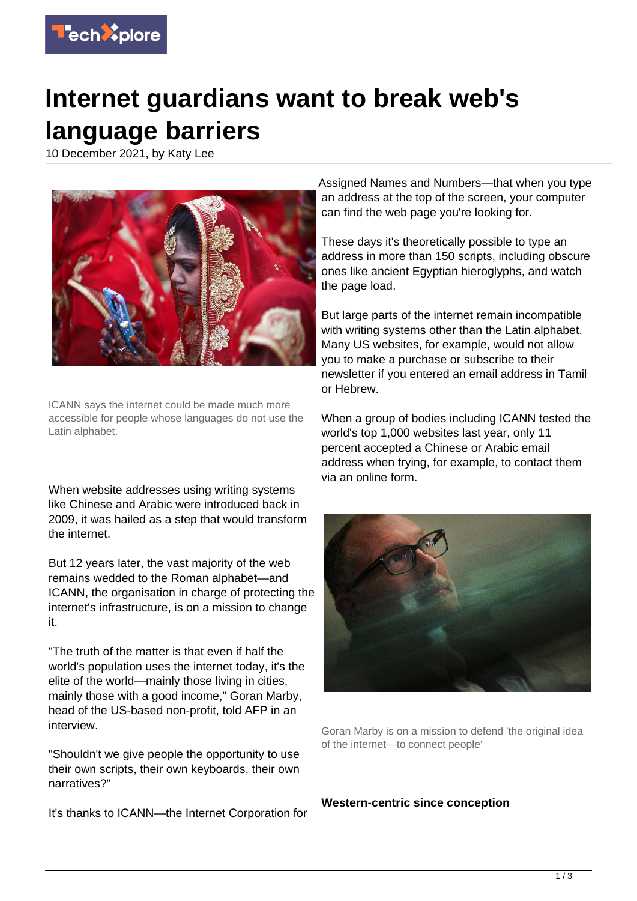# Internet guardians want to break web's language barriers

10 December 2021, by Katy Lee

ICANN says the internet could be made much more accessible for people whose languages do not use the Latin alphabet.

When website addresses using writing systems like Chinese and Arabic were introduced back in 2009, it was hailed as a step that would transform the internet.

But 12 years later, the vast majority of the web remains wedded to the Roman alphabet—and ICANN, the organisation in charge of protecting the internet's infrastructure, is on a mission to change it.

"The truth of the matter is that even if half the world's population uses the internet today, it's the elite of the world—mainly those living in cities, mainly those with a good income," Goran Marby, head of the US-based non-profit, told AFP in an interview.

"Shouldn't we give people the opportunity to use their own scripts, their own keyboards, their own narratives?"

It's thanks to ICANN—the Internet Corporation for Assigned Names and Numbers—that when you type an address at the top of the screen, your computer can find the web page you're looking for.

These days it's theoretically possible to type an address in more than 150 scripts, including obscure ones like ancient Egyptian hieroglyphs, and watch the page load.

But large parts of the internet remain incompatible with writing systems other than the Latin alphabet. Many US websites, for example, would not allow you to make a purchase or subscribe to their newsletter if you entered an email address in Tamil or Hebrew.

When a group of bodies including ICANN tested the world's top 1,000 websites last year, only 11 percent accepted a Chinese or Arabic email address when trying, for example, to contact them via an online form.

Goran Marby is on a mission to defend 'the original idea of the internet—to connect people'

**Western-centric since conception**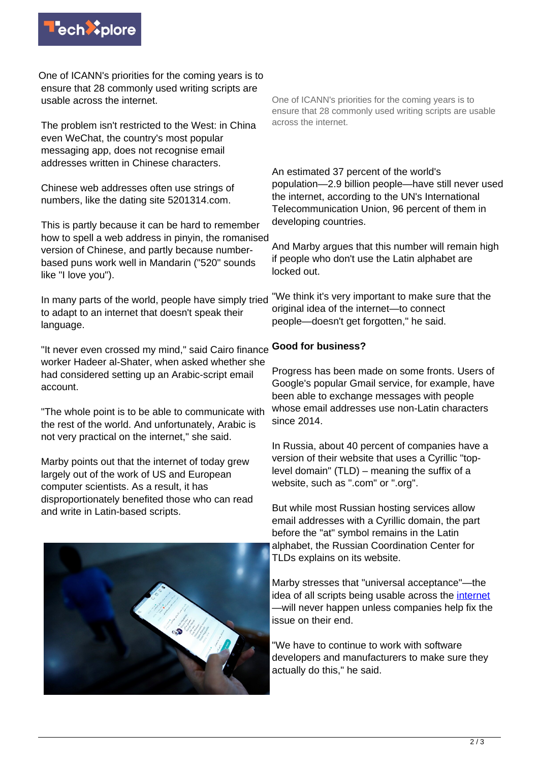One of ICANN's priorities for the coming years is to ensure that 28 commonly used writing scripts are usable across the internet.

The problem isn't restricted to the West: in China even WeChat, the country's most popular messaging app, does not recognise email addresses written in Chinese characters.

Chinese web addresses often use strings of numbers, like the dating site 5201314.com.

This is partly because it can be hard to remember how to spell a web address in pinyin, the romanised version of Chinese, and partly because number-based puns work well in Mandarin ("520" sounds like "I love you").

In many parts of the world, people have simply tried to adapt to an internet that doesn't speak their language.

"It never even crossed my mind," said Cairo finance worker Hadeer al-Shater, when asked whether she had considered setting up an Arabic-script email account.

"The whole point is to be able to communicate with the rest of the world. And unfortunately, Arabic is not very practical on the internet," she said.

Marby points out that the internet of today grew largely out of the work of US and European computer scientists. As a result, it has disproportionately benefited those who can read and write in Latin-based scripts.

One of ICANN's priorities for the coming years is to ensure that 28 commonly used writing scripts are usable across the internet.

An estimated 37 percent of the world's population—2.9 billion people—have still never used the internet, according to the UN's International Telecommunication Union, 96 percent of them in developing countries.

And Marby argues that this number will remain high if people who don't use the Latin alphabet are locked out.

"We think it's very important to make sure that the original idea of the internet—to connect people—doesn't get forgotten," he said.

## Good for business?

Progress has been made on some fronts. Users of Google's popular Gmail service, for example, have been able to exchange messages with people whose email addresses use non-Latin characters since 2014.

In Russia, about 40 percent of companies have a version of their website that uses a Cyrillic "top-level domain" (TLD) – meaning the suffix of a website, such as ".com" or ".org".

But while most Russian hosting services allow email addresses with a Cyrillic domain, the part before the "at" symbol remains in the Latin alphabet, the Russian Coordination Center for TLDs explains on its website.

Marby stresses that "universal acceptance"—the idea of all scripts being usable across the internet—will never happen unless companies help fix the issue on their end.

"We have to continue to work with software developers and manufacturers to make sure they actually do this," he said.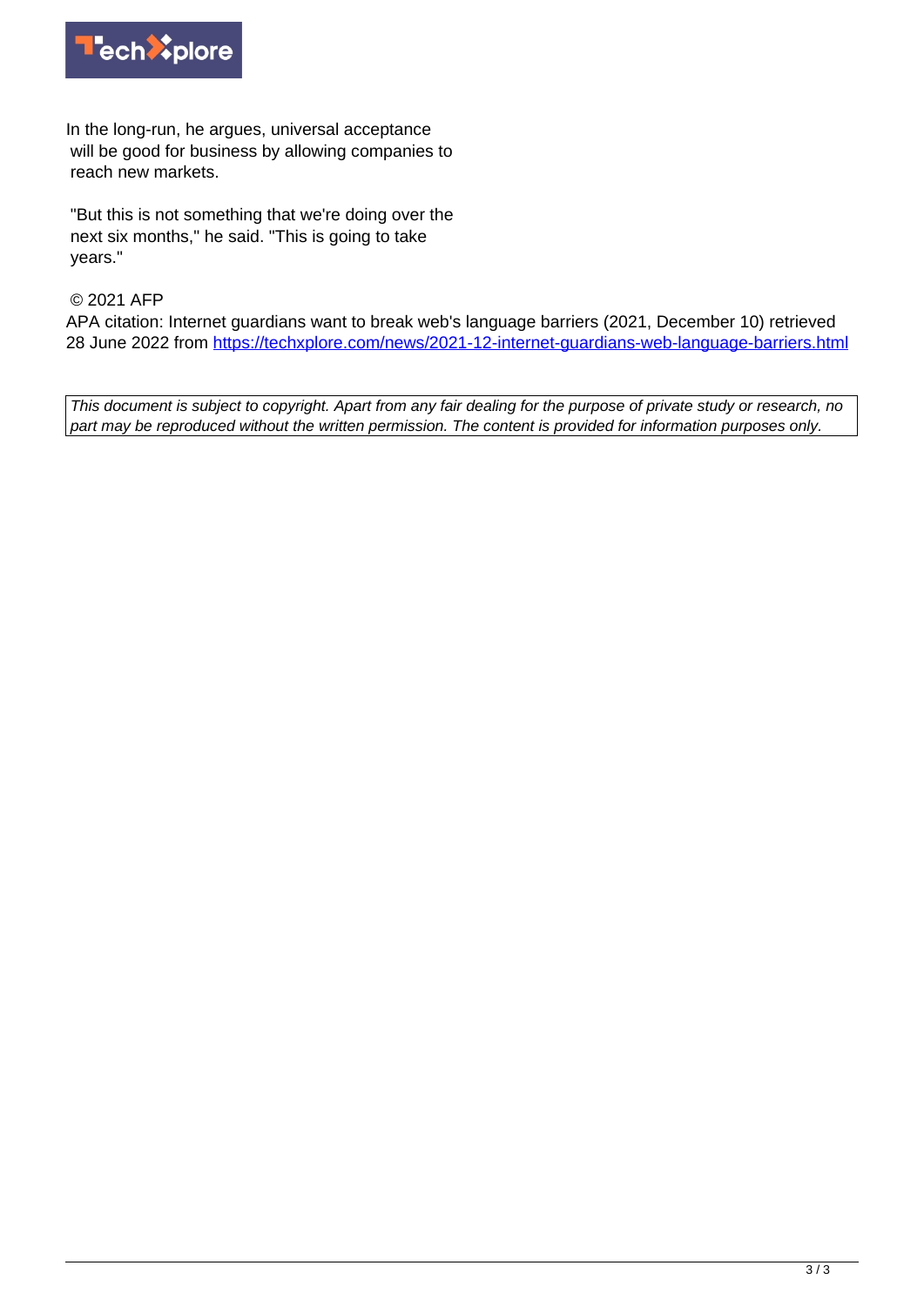In the long-run, he argues, universal acceptance will be good for business by allowing companies to reach new markets.

"But this is not something that we're doing over the next six months," he said. "This is going to take years."

© 2021 AFP

APA citation: Internet guardians want to break web's language barriers (2021, December 10) retrieved 28 June 2022 from https://techxplore.com/news/2021-12-internet-guardians-web-language-barriers.html

*This document is subject to copyright. Apart from any fair dealing for the purpose of private study or research, no part may be reproduced without the written permission. The content is provided for information purposes only.*